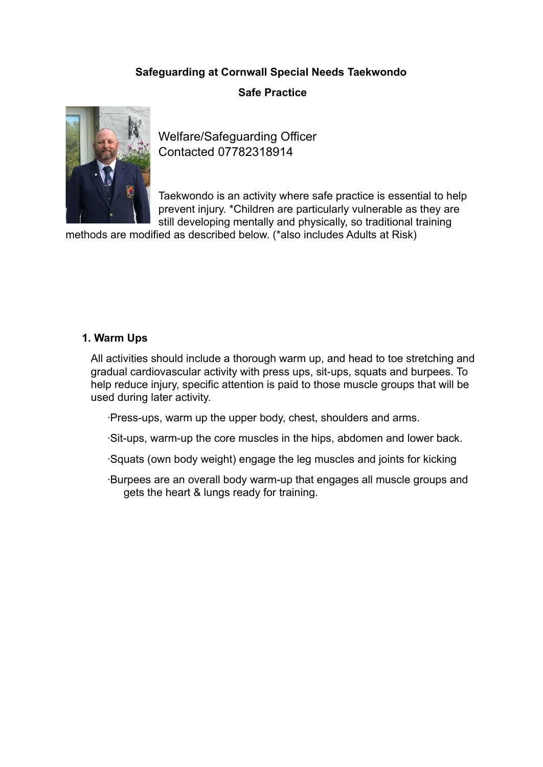**Safeguarding at Cornwall Special Needs Taekwondo**

**Safe Practice**

Welfare/Safeguarding Officer
Contacted 07782318914

Taekwondo is an activity where safe practice is essential to help prevent injury. *Children are particularly vulnerable as they are still developing mentally and physically, so traditional training methods are modified as described below. (*also includes Adults at Risk)

**1. Warm Ups**

All activities should include a thorough warm up, and head to toe stretching and gradual cardiovascular activity with press ups, sit-ups, squats and burpees. To help reduce injury, specific attention is paid to those muscle groups that will be used during later activity.

- Press-ups, warm up the upper body, chest, shoulders and arms.
- Sit-ups, warm-up the core muscles in the hips, abdomen and lower back.
- Squats (own body weight) engage the leg muscles and joints for kicking
- Burpees are an overall body warm-up that engages all muscle groups and gets the heart & lungs ready for training.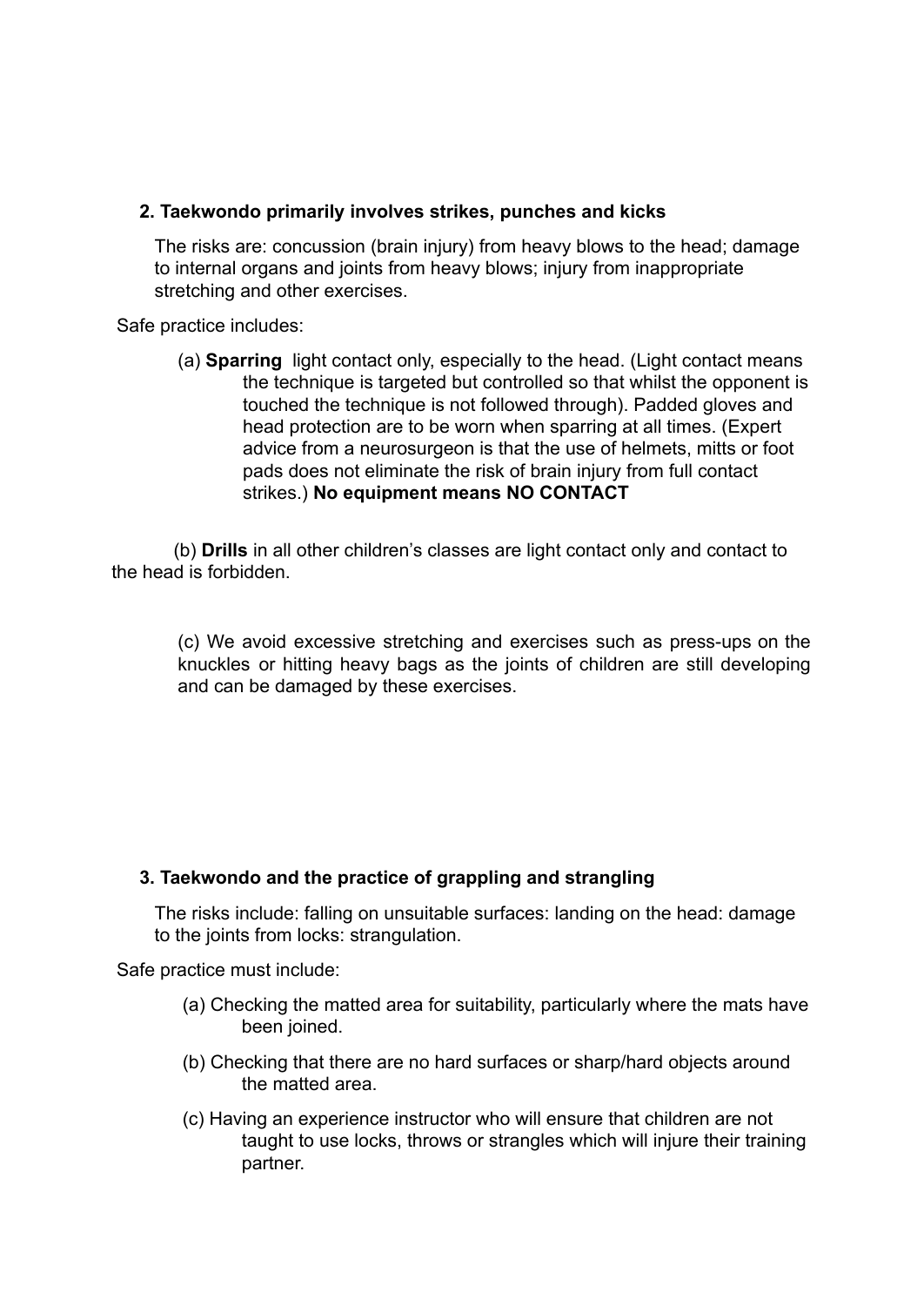### 2. Taekwondo primarily involves strikes, punches and kicks

The risks are: concussion (brain injury) from heavy blows to the head; damage to internal organs and joints from heavy blows; injury from inappropriate stretching and other exercises.

Safe practice includes:

(a) **Sparring** light contact only, especially to the head. (Light contact means the technique is targeted but controlled so that whilst the opponent is touched the technique is not followed through). Padded gloves and head protection are to be worn when sparring at all times. (Expert advice from a neurosurgeon is that the use of helmets, mitts or foot pads does not eliminate the risk of brain injury from full contact strikes.) **No equipment means NO CONTACT**

(b) **Drills** in all other children's classes are light contact only and contact to the head is forbidden.

(c) We avoid excessive stretching and exercises such as press-ups on the knuckles or hitting heavy bags as the joints of children are still developing and can be damaged by these exercises.

### 3. Taekwondo and the practice of grappling and strangling

The risks include: falling on unsuitable surfaces: landing on the head: damage to the joints from locks: strangulation.

Safe practice must include:

(a) Checking the matted area for suitability, particularly where the mats have been joined.

(b) Checking that there are no hard surfaces or sharp/hard objects around the matted area.

(c) Having an experience instructor who will ensure that children are not taught to use locks, throws or strangles which will injure their training partner.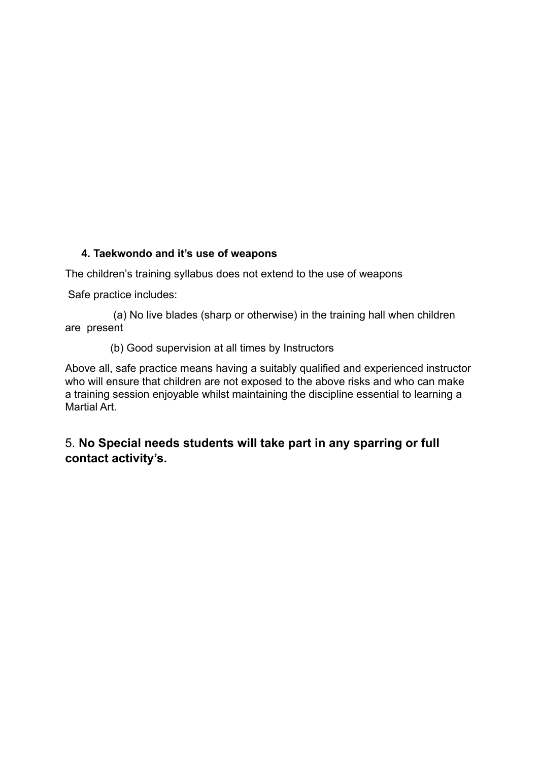**4. Taekwondo and it's use of weapons**

The children's training syllabus does not extend to the use of weapons

Safe practice includes:

(a) No live blades (sharp or otherwise) in the training hall when children are present

(b) Good supervision at all times by Instructors

Above all, safe practice means having a suitably qualified and experienced instructor who will ensure that children are not exposed to the above risks and who can make a training session enjoyable whilst maintaining the discipline essential to learning a Martial Art.

5. **No Special needs students will take part in any sparring or full contact activity's.**